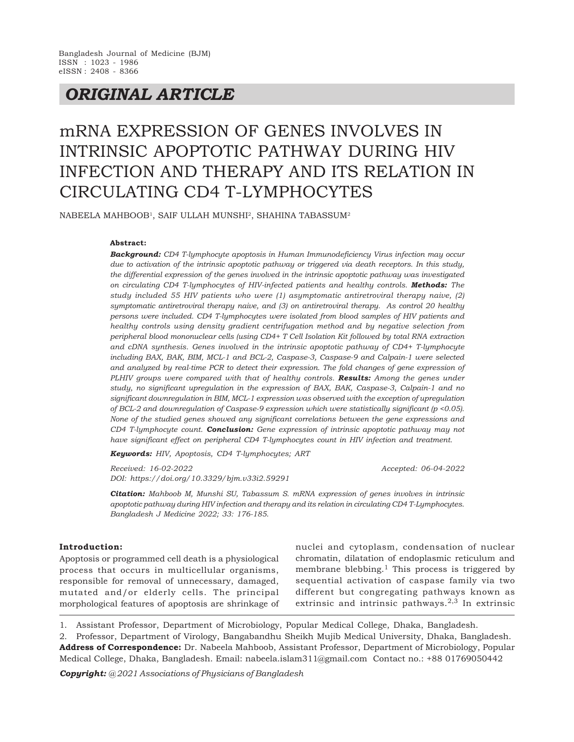Bangladesh Journal of Medicine (BJM)
ISSN : 1023 - 1986
eISSN : 2408 - 8366

## ORIGINAL ARTICLE

# mRNA EXPRESSION OF GENES INVOLVES IN INTRINSIC APOPTOTIC PATHWAY DURING HIV INFECTION AND THERAPY AND ITS RELATION IN CIRCULATING CD4 T-LYMPHOCYTES

NABEELA MAHBOOB[1], SAIF ULLAH MUNSHI[2], SHAHINA TABASSUM[2]

**Abstract:**

***Background:*** *CD4 T-lymphocyte apoptosis in Human Immunodeficiency Virus infection may occur due to activation of the intrinsic apoptotic pathway or triggered via death receptors. In this study, the differential expression of the genes involved in the intrinsic apoptotic pathway was investigated on circulating CD4 T-lymphocytes of HIV-infected patients and healthy controls.* ***Methods:*** *The study included 55 HIV patients who were (1) asymptomatic antiretroviral therapy naive, (2) symptomatic antiretroviral therapy naive, and (3) on antiretroviral therapy. As control 20 healthy persons were included. CD4 T-lymphocytes were isolated from blood samples of HIV patients and healthy controls using density gradient centrifugation method and by negative selection from peripheral blood mononuclear cells (using CD4+ T Cell Isolation Kit followed by total RNA extraction and cDNA synthesis. Genes involved in the intrinsic apoptotic pathway of CD4+ T-lymphocyte including BAX, BAK, BIM, MCL-1 and BCL-2, Caspase-3, Caspase-9 and Calpain-1 were selected and analyzed by real-time PCR to detect their expression. The fold changes of gene expression of PLHIV groups were compared with that of healthy controls.* ***Results:*** *Among the genes under study, no significant upregulation in the expression of BAX, BAK, Caspase-3, Calpain-1 and no significant downregulation in BIM, MCL-1 expression was observed with the exception of upregulation of BCL-2 and downregulation of Caspase-9 expression which were statistically significant (p <0.05). None of the studied genes showed any significant correlations between the gene expressions and CD4 T-lymphocyte count.* ***Conclusion:*** *Gene expression of intrinsic apoptotic pathway may not have significant effect on peripheral CD4 T-lymphocytes count in HIV infection and treatment.*

***Keywords:*** *HIV, Apoptosis, CD4 T-lymphocytes; ART*

*Received: 16-02-2022* *Accepted: 06-04-2022*

*DOI: https://doi.org/10.3329/bjm.v33i2.59291*

***Citation:*** *Mahboob M, Munshi SU, Tabassum S. mRNA expression of genes involves in intrinsic apoptotic pathway during HIV infection and therapy and its relation in circulating CD4 T-Lymphocytes. Bangladesh J Medicine 2022; 33: 176-185.*

### Introduction:

Apoptosis or programmed cell death is a physiological process that occurs in multicellular organisms, responsible for removal of unnecessary, damaged, mutated and/or elderly cells. The principal morphological features of apoptosis are shrinkage of nuclei and cytoplasm, condensation of nuclear chromatin, dilatation of endoplasmic reticulum and membrane blebbing.[1] This process is triggered by sequential activation of caspase family via two different but congregating pathways known as extrinsic and intrinsic pathways.[2,3] In extrinsic

1. Assistant Professor, Department of Microbiology, Popular Medical College, Dhaka, Bangladesh.
2. Professor, Department of Virology, Bangabandhu Sheikh Mujib Medical University, Dhaka, Bangladesh.

**Address of Correspondence:** Dr. Nabeela Mahboob, Assistant Professor, Department of Microbiology, Popular Medical College, Dhaka, Bangladesh. Email: nabeela.islam311@gmail.com Contact no.: +88 01769050442

***Copyright:*** *@2021 Associations of Physicians of Bangladesh*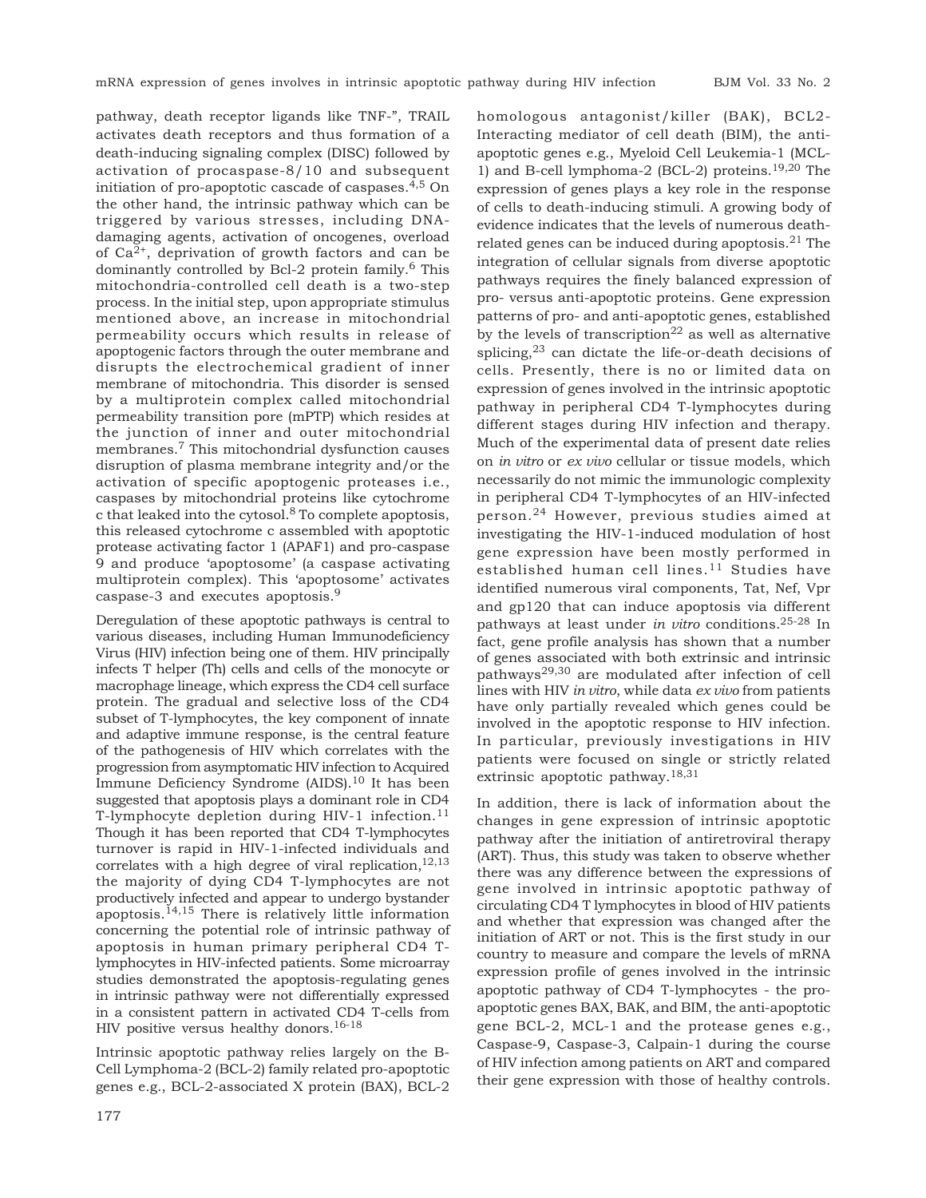pathway, death receptor ligands like TNF-", TRAIL activates death receptors and thus formation of a death-inducing signaling complex (DISC) followed by activation of procaspase-8/10 and subsequent initiation of pro-apoptotic cascade of caspases.[4,5] On the other hand, the intrinsic pathway which can be triggered by various stresses, including DNA-damaging agents, activation of oncogenes, overload of $Ca^{2+}$, deprivation of growth factors and can be dominantly controlled by Bcl-2 protein family.[6] This mitochondria-controlled cell death is a two-step process. In the initial step, upon appropriate stimulus mentioned above, an increase in mitochondrial permeability occurs which results in release of apoptogenic factors through the outer membrane and disrupts the electrochemical gradient of inner membrane of mitochondria. This disorder is sensed by a multiprotein complex called mitochondrial permeability transition pore (mPTP) which resides at the junction of inner and outer mitochondrial membranes.[7] This mitochondrial dysfunction causes disruption of plasma membrane integrity and/or the activation of specific apoptogenic proteases i.e., caspases by mitochondrial proteins like cytochrome c that leaked into the cytosol.[8] To complete apoptosis, this released cytochrome c assembled with apoptotic protease activating factor 1 (APAF1) and pro-caspase 9 and produce 'apoptosome' (a caspase activating multiprotein complex). This 'apoptosome' activates caspase-3 and executes apoptosis.[9]

Deregulation of these apoptotic pathways is central to various diseases, including Human Immunodeficiency Virus (HIV) infection being one of them. HIV principally infects T helper (Th) cells and cells of the monocyte or macrophage lineage, which express the CD4 cell surface protein. The gradual and selective loss of the CD4 subset of T-lymphocytes, the key component of innate and adaptive immune response, is the central feature of the pathogenesis of HIV which correlates with the progression from asymptomatic HIV infection to Acquired Immune Deficiency Syndrome (AIDS).[10] It has been suggested that apoptosis plays a dominant role in CD4 T-lymphocyte depletion during HIV-1 infection.[11] Though it has been reported that CD4 T-lymphocytes turnover is rapid in HIV-1-infected individuals and correlates with a high degree of viral replication,[12,13] the majority of dying CD4 T-lymphocytes are not productively infected and appear to undergo bystander apoptosis.[14,15] There is relatively little information concerning the potential role of intrinsic pathway of apoptosis in human primary peripheral CD4 T-lymphocytes in HIV-infected patients. Some microarray studies demonstrated the apoptosis-regulating genes in intrinsic pathway were not differentially expressed in a consistent pattern in activated CD4 T-cells from HIV positive versus healthy donors.[16-18]

Intrinsic apoptotic pathway relies largely on the B-Cell Lymphoma-2 (BCL-2) family related pro-apoptotic genes e.g., BCL-2-associated X protein (BAX), BCL2 homologous antagonist/killer (BAK), BCL2-Interacting mediator of cell death (BIM), the anti-apoptotic genes e.g., Myeloid Cell Leukemia-1 (MCL-1) and B-cell lymphoma-2 (BCL-2) proteins.[19,20] The expression of genes plays a key role in the response of cells to death-inducing stimuli. A growing body of evidence indicates that the levels of numerous death-related genes can be induced during apoptosis.[21] The integration of cellular signals from diverse apoptotic pathways requires the finely balanced expression of pro- versus anti-apoptotic proteins. Gene expression patterns of pro- and anti-apoptotic genes, established by the levels of transcription[22] as well as alternative splicing,[23] can dictate the life-or-death decisions of cells. Presently, there is no or limited data on expression of genes involved in the intrinsic apoptotic pathway in peripheral CD4 T-lymphocytes during different stages during HIV infection and therapy. Much of the experimental data of present date relies on *in vitro* or *ex vivo* cellular or tissue models, which necessarily do not mimic the immunologic complexity in peripheral CD4 T-lymphocytes of an HIV-infected person.[24] However, previous studies aimed at investigating the HIV-1-induced modulation of host gene expression have been mostly performed in established human cell lines.[11] Studies have identified numerous viral components, Tat, Nef, Vpr and gp120 that can induce apoptosis via different pathways at least under *in vitro* conditions.[25-28] In fact, gene profile analysis has shown that a number of genes associated with both extrinsic and intrinsic pathways[29,30] are modulated after infection of cell lines with HIV *in vitro*, while data *ex vivo* from patients have only partially revealed which genes could be involved in the apoptotic response to HIV infection. In particular, previously investigations in HIV patients were focused on single or strictly related extrinsic apoptotic pathway.[18,31]

In addition, there is lack of information about the changes in gene expression of intrinsic apoptotic pathway after the initiation of antiretroviral therapy (ART). Thus, this study was taken to observe whether there was any difference between the expressions of gene involved in intrinsic apoptotic pathway of circulating CD4 T lymphocytes in blood of HIV patients and whether that expression was changed after the initiation of ART or not. This is the first study in our country to measure and compare the levels of mRNA expression profile of genes involved in the intrinsic apoptotic pathway of CD4 T-lymphocytes - the pro-apoptotic genes BAX, BAK, and BIM, the anti-apoptotic gene BCL-2, MCL-1 and the protease genes e.g., Caspase-9, Caspase-3, Calpain-1 during the course of HIV infection among patients on ART and compared their gene expression with those of healthy controls.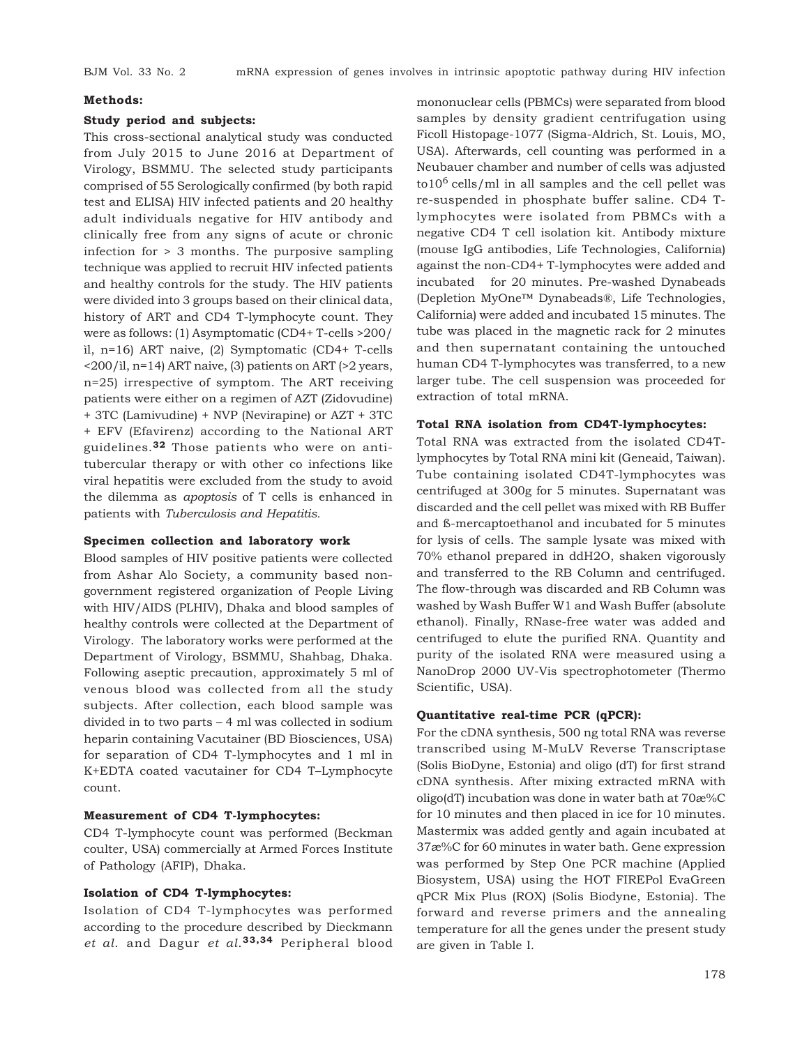## Methods:

### Study period and subjects:

This cross-sectional analytical study was conducted from July 2015 to June 2016 at Department of Virology, BSMMU. The selected study participants comprised of 55 Serologically confirmed (by both rapid test and ELISA) HIV infected patients and 20 healthy adult individuals negative for HIV antibody and clinically free from any signs of acute or chronic infection for > 3 months. The purposive sampling technique was applied to recruit HIV infected patients and healthy controls for the study. The HIV patients were divided into 3 groups based on their clinical data, history of ART and CD4 T-lymphocyte count. They were as follows: (1) Asymptomatic (CD4+ T-cells >200/ ìl, n=16) ART naive, (2) Symptomatic (CD4+ T-cells <200/ìl, n=14) ART naive, (3) patients on ART (>2 years, n=25) irrespective of symptom. The ART receiving patients were either on a regimen of AZT (Zidovudine) + 3TC (Lamivudine) + NVP (Nevirapine) or AZT + 3TC + EFV (Efavirenz) according to the National ART guidelines.[32] Those patients who were on anti-tubercular therapy or with other co infections like viral hepatitis were excluded from the study to avoid the dilemma as *apoptosis* of T cells is enhanced in patients with *Tuberculosis and Hepatitis*.

### Specimen collection and laboratory work

Blood samples of HIV positive patients were collected from Ashar Alo Society, a community based non-government registered organization of People Living with HIV/AIDS (PLHIV), Dhaka and blood samples of healthy controls were collected at the Department of Virology. The laboratory works were performed at the Department of Virology, BSMMU, Shahbag, Dhaka. Following aseptic precaution, approximately 5 ml of venous blood was collected from all the study subjects. After collection, each blood sample was divided in to two parts – 4 ml was collected in sodium heparin containing Vacutainer (BD Biosciences, USA) for separation of CD4 T-lymphocytes and 1 ml in K+EDTA coated vacutainer for CD4 T–Lymphocyte count.

### Measurement of CD4 T-lymphocytes:

CD4 T-lymphocyte count was performed (Beckman coulter, USA) commercially at Armed Forces Institute of Pathology (AFIP), Dhaka.

### Isolation of CD4 T-lymphocytes:

Isolation of CD4 T-lymphocytes was performed according to the procedure described by Dieckmann *et al.* and Dagur *et al.*[33,34] Peripheral blood mononuclear cells (PBMCs) were separated from blood samples by density gradient centrifugation using Ficoll Histopage-1077 (Sigma-Aldrich, St. Louis, MO, USA). Afterwards, cell counting was performed in a Neubauer chamber and number of cells was adjusted to$10^6$ cells/ml in all samples and the cell pellet was re-suspended in phosphate buffer saline. CD4 T-lymphocytes were isolated from PBMCs with a negative CD4 T cell isolation kit. Antibody mixture (mouse IgG antibodies, Life Technologies, California) against the non-CD4+ T-lymphocytes were added and incubated for 20 minutes. Pre-washed Dynabeads (Depletion MyOne™ Dynabeads®, Life Technologies, California) were added and incubated 15 minutes. The tube was placed in the magnetic rack for 2 minutes and then supernatant containing the untouched human CD4 T-lymphocytes was transferred, to a new larger tube. The cell suspension was proceeded for extraction of total mRNA.

### Total RNA isolation from CD4T-lymphocytes:

Total RNA was extracted from the isolated CD4T-lymphocytes by Total RNA mini kit (Geneaid, Taiwan). Tube containing isolated CD4T-lymphocytes was centrifuged at 300g for 5 minutes. Supernatant was discarded and the cell pellet was mixed with RB Buffer and ß-mercaptoethanol and incubated for 5 minutes for lysis of cells. The sample lysate was mixed with 70% ethanol prepared in ddH2O, shaken vigorously and transferred to the RB Column and centrifuged. The flow-through was discarded and RB Column was washed by Wash Buffer W1 and Wash Buffer (absolute ethanol). Finally, RNase-free water was added and centrifuged to elute the purified RNA. Quantity and purity of the isolated RNA were measured using a NanoDrop 2000 UV-Vis spectrophotometer (Thermo Scientific, USA).

### Quantitative real-time PCR (qPCR):

For the cDNA synthesis, 500 ng total RNA was reverse transcribed using M-MuLV Reverse Transcriptase (Solis BioDyne, Estonia) and oligo (dT) for first strand cDNA synthesis. After mixing extracted mRNA with oligo(dT) incubation was done in water bath at 70æ%C for 10 minutes and then placed in ice for 10 minutes. Mastermix was added gently and again incubated at 37æ%C for 60 minutes in water bath. Gene expression was performed by Step One PCR machine (Applied Biosystem, USA) using the HOT FIREPol EvaGreen qPCR Mix Plus (ROX) (Solis Biodyne, Estonia). The forward and reverse primers and the annealing temperature for all the genes under the present study are given in Table I.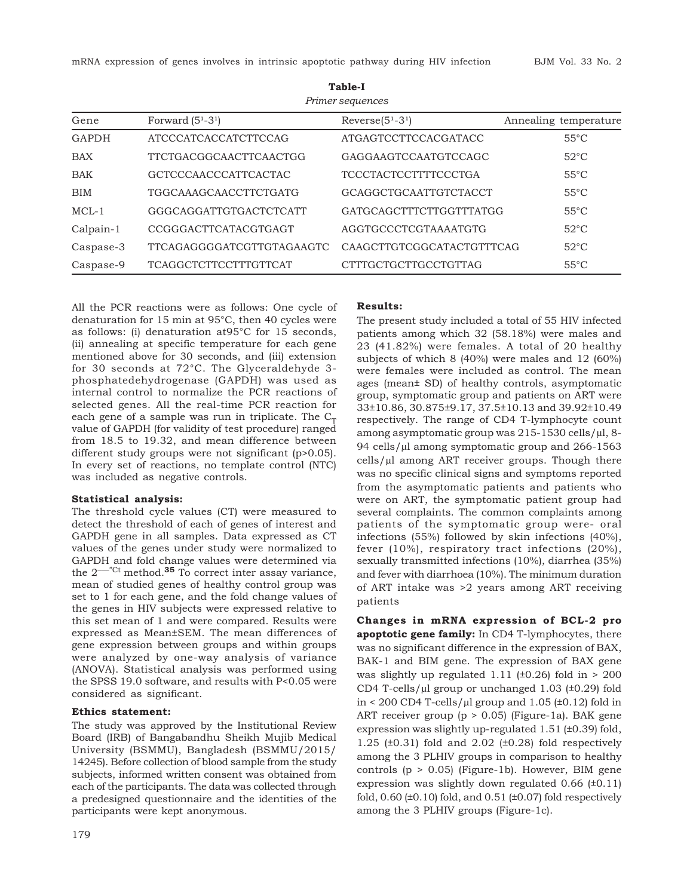**Table-I**

*Primer sequences*

| Gene | Forward (5'-3') | Reverse(5'-3') | Annealing temperature |
| --- | --- | --- | --- |
| GAPDH | ATCCCATCACCATCTTCCAG | ATGAGTCCTTCCACGATACC | 55°C |
| BAX | TTCTGACGGCAACTTCAACTGG | GAGGAAGTCCAATGTCCAGC | 52°C |
| BAK | GCTCCCAACCCATTCACTAC | TCCCTACTCCTTTTCCCTGA | 55°C |
| BIM | TGGCAAAGCAACCTTCTGATG | GCAGGCTGCAATTGTCTACCT | 55°C |
| MCL-1 | GGGCAGGATTGTGACTCTCATT | GATGCAGCTTTCTTGGTTTATGG | 55°C |
| Calpain-1 | CCGGGACTTCATACGTGAGT | AGGTGCCCTCGTAAAATGTG | 52°C |
| Caspase-3 | TTCAGAGGGGATCGTTGTAGAAGTC | CAAGCTTGTCGGCATACTGTTTCAG | 52°C |
| Caspase-9 | TCAGGCTCTTCCTTTGTTCAT | CTTTGCTGCTTGCCTGTTAG | 55°C |

All the PCR reactions were as follows: One cycle of denaturation for 15 min at 95°C, then 40 cycles were as follows: (i) denaturation at95°C for 15 seconds, (ii) annealing at specific temperature for each gene mentioned above for 30 seconds, and (iii) extension for 30 seconds at 72°C. The Glyceraldehyde 3-phosphatedehydrogenase (GAPDH) was used as internal control to normalize the PCR reactions of selected genes. All the real-time PCR reaction for each gene of a sample was run in triplicate. The $C_T$ value of GAPDH (for validity of test procedure) ranged from 18.5 to 19.32, and mean difference between different study groups were not significant (p>0.05). In every set of reactions, no template control (NTC) was included as negative controls.

**Statistical analysis:**

The threshold cycle values (CT) were measured to detect the threshold of each of genes of interest and GAPDH gene in all samples. Data expressed as CT values of the genes under study were normalized to GAPDH and fold change values were determined via the $2^{-\Delta\Delta Ct}$ method.[35] To correct inter assay variance, mean of studied genes of healthy control group was set to 1 for each gene, and the fold change values of the genes in HIV subjects were expressed relative to this set mean of 1 and were compared. Results were expressed as Mean±SEM. The mean differences of gene expression between groups and within groups were analyzed by one-way analysis of variance (ANOVA). Statistical analysis was performed using the SPSS 19.0 software, and results with P<0.05 were considered as significant.

**Ethics statement:**

The study was approved by the Institutional Review Board (IRB) of Bangabandhu Sheikh Mujib Medical University (BSMMU), Bangladesh (BSMMU/2015/14245). Before collection of blood sample from the study subjects, informed written consent was obtained from each of the participants. The data was collected through a predesigned questionnaire and the identities of the participants were kept anonymous.

**Results:**

The present study included a total of 55 HIV infected patients among which 32 (58.18%) were males and 23 (41.82%) were females. A total of 20 healthy subjects of which 8 (40%) were males and 12 (60%) were females were included as control. The mean ages (mean± SD) of healthy controls, asymptomatic group, symptomatic group and patients on ART were 33±10.86, 30.875±9.17, 37.5±10.13 and 39.92±10.49 respectively. The range of CD4 T-lymphocyte count among asymptomatic group was 215-1530 cells/µl, 8-94 cells/µl among symptomatic group and 266-1563 cells/µl among ART receiver groups. Though there was no specific clinical signs and symptoms reported from the asymptomatic patients and patients who were on ART, the symptomatic patient group had several complaints. The common complaints among patients of the symptomatic group were- oral infections (55%) followed by skin infections (40%), fever (10%), respiratory tract infections (20%), sexually transmitted infections (10%), diarrhea (35%) and fever with diarrhoea (10%). The minimum duration of ART intake was >2 years among ART receiving patients

**Changes in mRNA expression of BCL-2 pro apoptotic gene family:** In CD4 T-lymphocytes, there was no significant difference in the expression of BAX, BAK-1 and BIM gene. The expression of BAX gene was slightly up regulated 1.11 (±0.26) fold in > 200 CD4 T-cells/µl group or unchanged 1.03 (±0.29) fold in < 200 CD4 T-cells/µl group and 1.05 (±0.12) fold in ART receiver group (p > 0.05) (Figure-1a). BAK gene expression was slightly up-regulated 1.51 (±0.39) fold, 1.25 (±0.31) fold and 2.02 (±0.28) fold respectively among the 3 PLHIV groups in comparison to healthy controls (p > 0.05) (Figure-1b). However, BIM gene expression was slightly down regulated 0.66 (±0.11) fold, 0.60 (±0.10) fold, and 0.51 (±0.07) fold respectively among the 3 PLHIV groups (Figure-1c).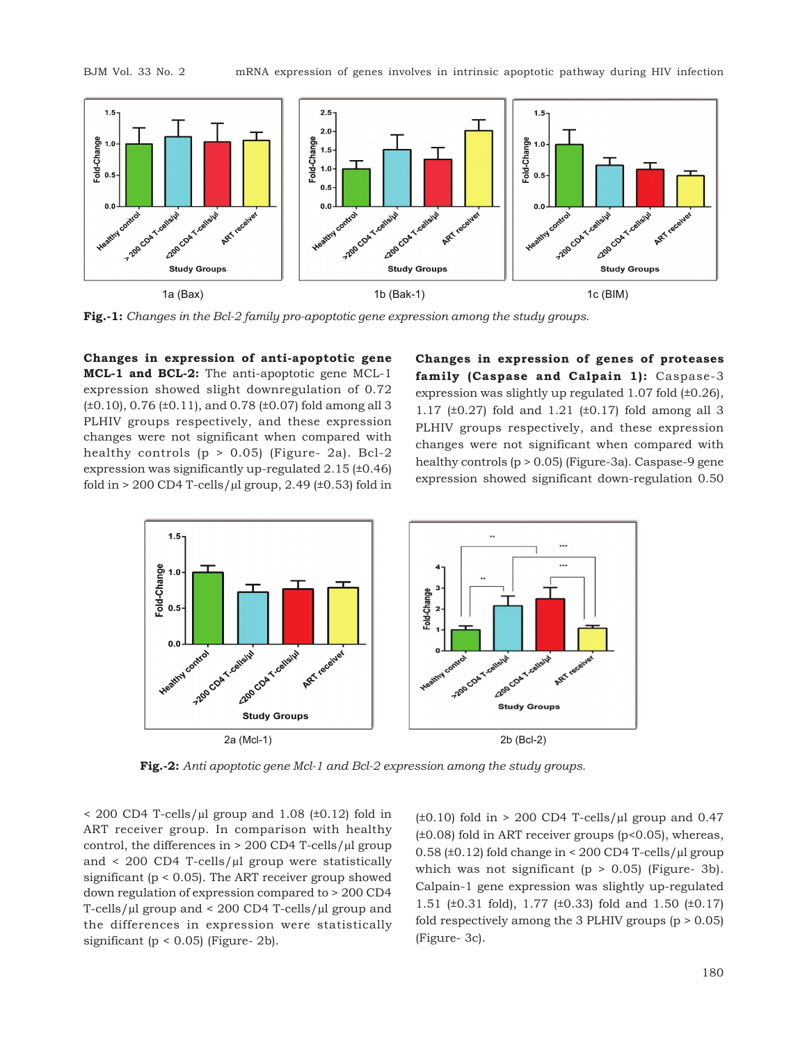1a (Bax)

1b (Bak-1)

1c (BIM)

**Fig.-1:** *Changes in the Bcl-2 family pro-apoptotic gene expression among the study groups.*

**Changes in expression of anti-apoptotic gene MCL-1 and BCL-2:** The anti-apoptotic gene MCL-1 expression showed slight downregulation of 0.72 (±0.10), 0.76 (±0.11), and 0.78 (±0.07) fold among all 3 PLHIV groups respectively, and these expression changes were not significant when compared with healthy controls ($p > 0.05$) (Figure- 2a). Bcl-2 expression was significantly up-regulated 2.15 (±0.46) fold in > 200 CD4 T-cells/µl group, 2.49 (±0.53) fold in < 200 CD4 T-cells/µl group and 1.08 (±0.12) fold in ART receiver group. In comparison with healthy control, the differences in > 200 CD4 T-cells/µl group and < 200 CD4 T-cells/µl group were statistically significant ($p < 0.05$). The ART receiver group showed down regulation of expression compared to > 200 CD4 T-cells/µl group and < 200 CD4 T-cells/µl group and the differences in expression were statistically significant ($p < 0.05$) (Figure- 2b).

2a (Mcl-1)

2b (Bcl-2)

**Fig.-2:** *Anti apoptotic gene Mcl-1 and Bcl-2 expression among the study groups.*

**Changes in expression of genes of proteases family (Caspase and Calpain 1):** Caspase-3 expression was slightly up regulated 1.07 fold (±0.26), 1.17 (±0.27) fold and 1.21 (±0.17) fold among all 3 PLHIV groups respectively, and these expression changes were not significant when compared with healthy controls ($p > 0.05$) (Figure-3a). Caspase-9 gene expression showed significant down-regulation 0.50 (±0.10) fold in > 200 CD4 T-cells/µl group and 0.47 (±0.08) fold in ART receiver groups ($p<0.05$), whereas, 0.58 (±0.12) fold change in < 200 CD4 T-cells/µl group which was not significant ($p > 0.05$) (Figure- 3b). Calpain-1 gene expression was slightly up-regulated 1.51 (±0.31 fold), 1.77 (±0.33) fold and 1.50 (±0.17) fold respectively among the 3 PLHIV groups ($p > 0.05$) (Figure- 3c).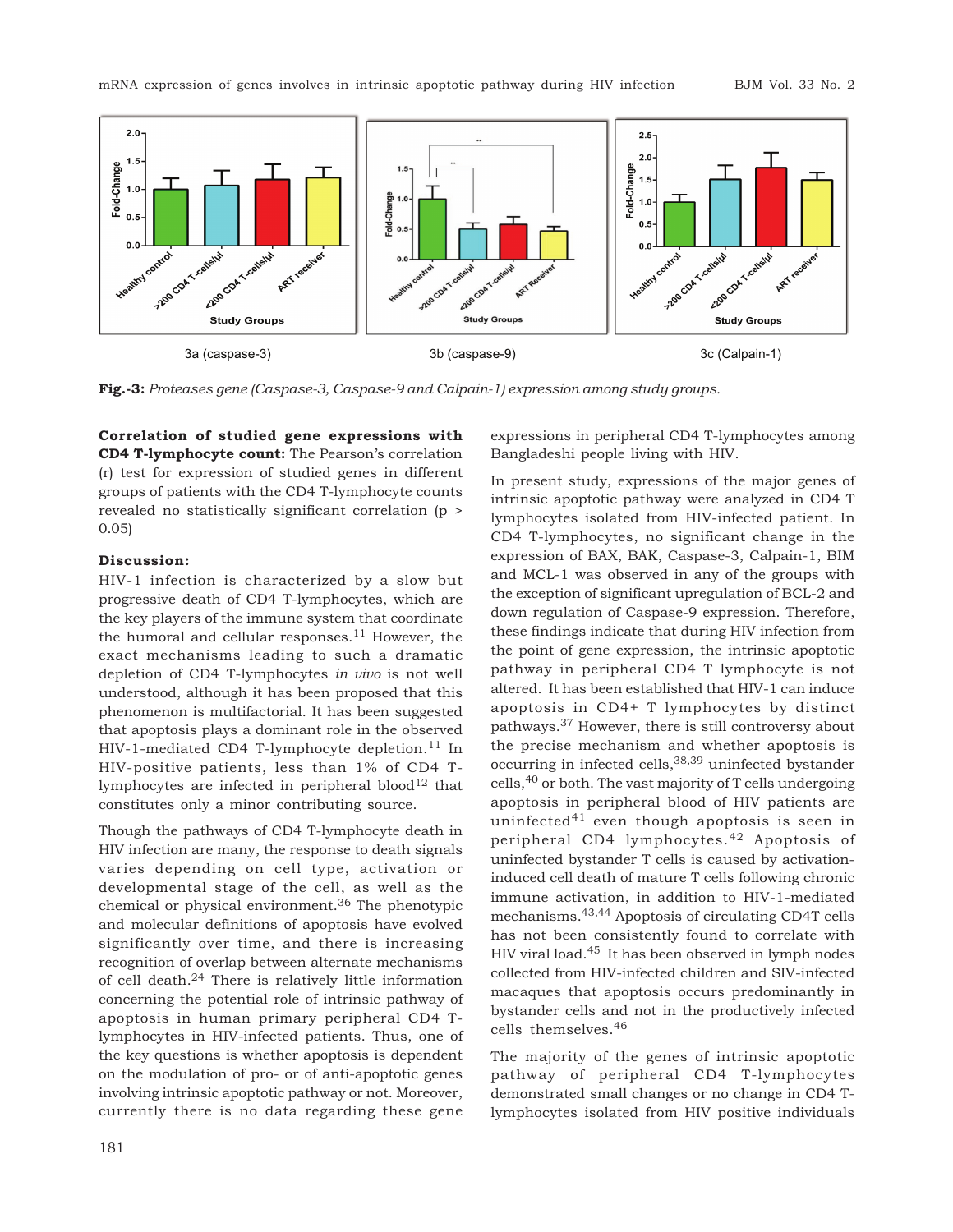3a (caspase-3)    3b (caspase-9)    3c (Calpain-1)

**Fig.-3:** *Proteases gene (Caspase-3, Caspase-9 and Calpain-1) expression among study groups.*

**Correlation of studied gene expressions with CD4 T-lymphocyte count:** The Pearson's correlation (r) test for expression of studied genes in different groups of patients with the CD4 T-lymphocyte counts revealed no statistically significant correlation ($p > 0.05$)

### Discussion:

HIV-1 infection is characterized by a slow but progressive death of CD4 T-lymphocytes, which are the key players of the immune system that coordinate the humoral and cellular responses.[11] However, the exact mechanisms leading to such a dramatic depletion of CD4 T-lymphocytes *in vivo* is not well understood, although it has been proposed that this phenomenon is multifactorial. It has been suggested that apoptosis plays a dominant role in the observed HIV-1-mediated CD4 T-lymphocyte depletion.[11] In HIV-positive patients, less than 1% of CD4 T-lymphocytes are infected in peripheral blood[12] that constitutes only a minor contributing source.

Though the pathways of CD4 T-lymphocyte death in HIV infection are many, the response to death signals varies depending on cell type, activation or developmental stage of the cell, as well as the chemical or physical environment.[36] The phenotypic and molecular definitions of apoptosis have evolved significantly over time, and there is increasing recognition of overlap between alternate mechanisms of cell death.[24] There is relatively little information concerning the potential role of intrinsic pathway of apoptosis in human primary peripheral CD4 T-lymphocytes in HIV-infected patients. Thus, one of the key questions is whether apoptosis is dependent on the modulation of pro- or of anti-apoptotic genes involving intrinsic apoptotic pathway or not. Moreover, currently there is no data regarding these gene expressions in peripheral CD4 T-lymphocytes among Bangladeshi people living with HIV.

In present study, expressions of the major genes of intrinsic apoptotic pathway were analyzed in CD4 T lymphocytes isolated from HIV-infected patient. In CD4 T-lymphocytes, no significant change in the expression of BAX, BAK, Caspase-3, Calpain-1, BIM and MCL-1 was observed in any of the groups with the exception of significant upregulation of BCL-2 and down regulation of Caspase-9 expression. Therefore, these findings indicate that during HIV infection from the point of gene expression, the intrinsic apoptotic pathway in peripheral CD4 T lymphocyte is not altered. It has been established that HIV-1 can induce apoptosis in CD4+ T lymphocytes by distinct pathways.[37] However, there is still controversy about the precise mechanism and whether apoptosis is occurring in infected cells,[38,39] uninfected bystander cells,[40] or both. The vast majority of T cells undergoing apoptosis in peripheral blood of HIV patients are uninfected[41] even though apoptosis is seen in peripheral CD4 lymphocytes.[42] Apoptosis of uninfected bystander T cells is caused by activation-induced cell death of mature T cells following chronic immune activation, in addition to HIV-1-mediated mechanisms.[43,44] Apoptosis of circulating CD4T cells has not been consistently found to correlate with HIV viral load.[45] It has been observed in lymph nodes collected from HIV-infected children and SIV-infected macaques that apoptosis occurs predominantly in bystander cells and not in the productively infected cells themselves.[46]

The majority of the genes of intrinsic apoptotic pathway of peripheral CD4 T-lymphocytes demonstrated small changes or no change in CD4 T-lymphocytes isolated from HIV positive individuals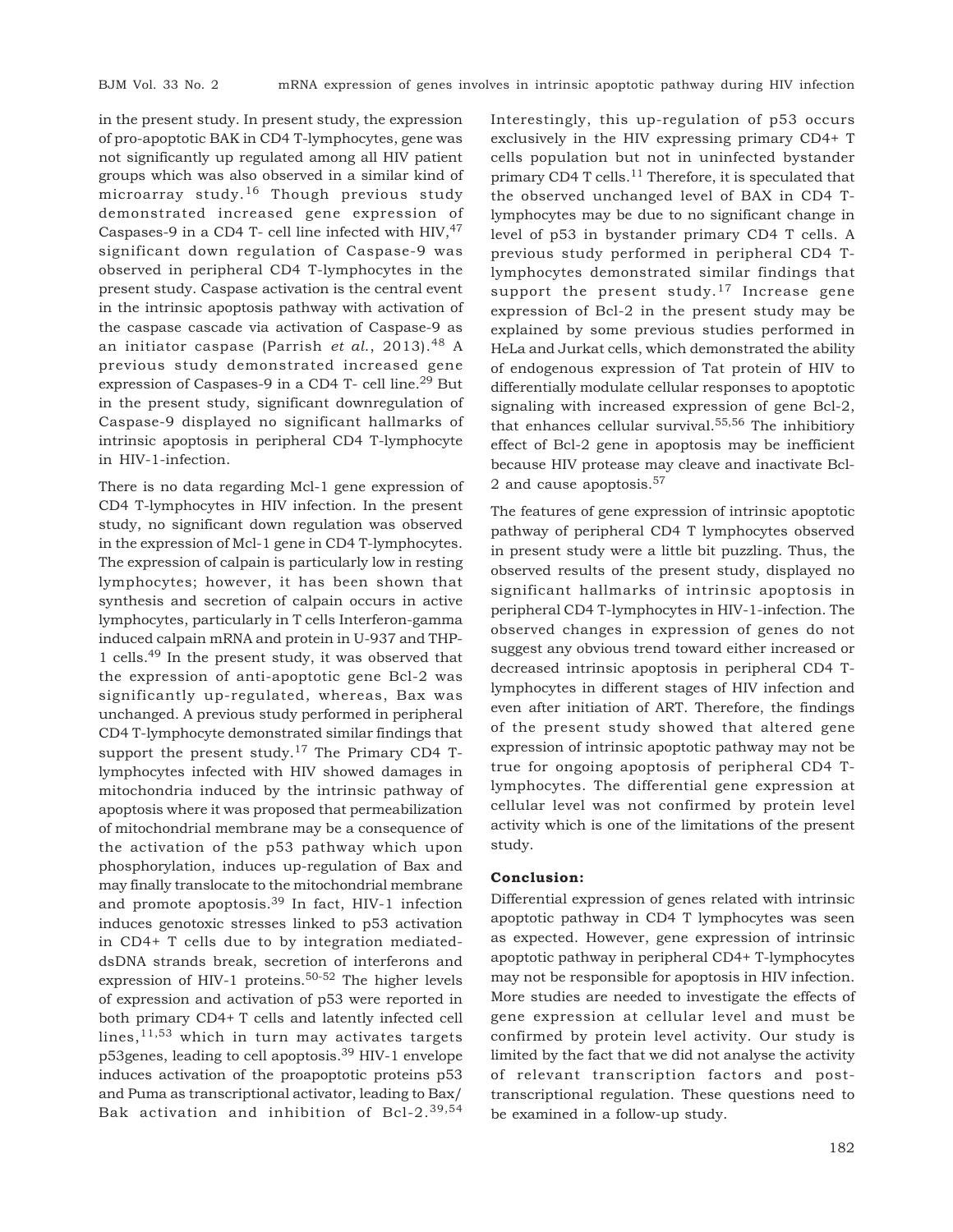in the present study. In present study, the expression of pro-apoptotic BAK in CD4 T-lymphocytes, gene was not significantly up regulated among all HIV patient groups which was also observed in a similar kind of microarray study.[16] Though previous study demonstrated increased gene expression of Caspases-9 in a CD4 T- cell line infected with HIV,[47] significant down regulation of Caspase-9 was observed in peripheral CD4 T-lymphocytes in the present study. Caspase activation is the central event in the intrinsic apoptosis pathway with activation of the caspase cascade via activation of Caspase-9 as an initiator caspase (Parrish *et al.*, 2013).[48] A previous study demonstrated increased gene expression of Caspases-9 in a CD4 T- cell line.[29] But in the present study, significant downregulation of Caspase-9 displayed no significant hallmarks of intrinsic apoptosis in peripheral CD4 T-lymphocyte in HIV-1-infection.

There is no data regarding Mcl-1 gene expression of CD4 T-lymphocytes in HIV infection. In the present study, no significant down regulation was observed in the expression of Mcl-1 gene in CD4 T-lymphocytes. The expression of calpain is particularly low in resting lymphocytes; however, it has been shown that synthesis and secretion of calpain occurs in active lymphocytes, particularly in T cells Interferon-gamma induced calpain mRNA and protein in U-937 and THP-1 cells.[49] In the present study, it was observed that the expression of anti-apoptotic gene Bcl-2 was significantly up-regulated, whereas, Bax was unchanged. A previous study performed in peripheral CD4 T-lymphocyte demonstrated similar findings that support the present study.[17] The Primary CD4 T-lymphocytes infected with HIV showed damages in mitochondria induced by the intrinsic pathway of apoptosis where it was proposed that permeabilization of mitochondrial membrane may be a consequence of the activation of the p53 pathway which upon phosphorylation, induces up-regulation of Bax and may finally translocate to the mitochondrial membrane and promote apoptosis.[39] In fact, HIV-1 infection induces genotoxic stresses linked to p53 activation in CD4+ T cells due to by integration mediated-dsDNA strands break, secretion of interferons and expression of HIV-1 proteins.[50-52] The higher levels of expression and activation of p53 were reported in both primary CD4+ T cells and latently infected cell lines,[11,53] which in turn may activates targets p53genes, leading to cell apoptosis.[39] HIV-1 envelope induces activation of the proapoptotic proteins p53 and Puma as transcriptional activator, leading to Bax/Bak activation and inhibition of Bcl-2.[39,54] Interestingly, this up-regulation of p53 occurs exclusively in the HIV expressing primary CD4+ T cells population but not in uninfected bystander primary CD4 T cells.[11] Therefore, it is speculated that the observed unchanged level of BAX in CD4 T-lymphocytes may be due to no significant change in level of p53 in bystander primary CD4 T cells. A previous study performed in peripheral CD4 T-lymphocytes demonstrated similar findings that support the present study.[17] Increase gene expression of Bcl-2 in the present study may be explained by some previous studies performed in HeLa and Jurkat cells, which demonstrated the ability of endogenous expression of Tat protein of HIV to differentially modulate cellular responses to apoptotic signaling with increased expression of gene Bcl-2, that enhances cellular survival.[55,56] The inhibitiory effect of Bcl-2 gene in apoptosis may be inefficient because HIV protease may cleave and inactivate Bcl-2 and cause apoptosis.[57]

The features of gene expression of intrinsic apoptotic pathway of peripheral CD4 T lymphocytes observed in present study were a little bit puzzling. Thus, the observed results of the present study, displayed no significant hallmarks of intrinsic apoptosis in peripheral CD4 T-lymphocytes in HIV-1-infection. The observed changes in expression of genes do not suggest any obvious trend toward either increased or decreased intrinsic apoptosis in peripheral CD4 T-lymphocytes in different stages of HIV infection and even after initiation of ART. Therefore, the findings of the present study showed that altered gene expression of intrinsic apoptotic pathway may not be true for ongoing apoptosis of peripheral CD4 T-lymphocytes. The differential gene expression at cellular level was not confirmed by protein level activity which is one of the limitations of the present study.

**Conclusion:**

Differential expression of genes related with intrinsic apoptotic pathway in CD4 T lymphocytes was seen as expected. However, gene expression of intrinsic apoptotic pathway in peripheral CD4+ T-lymphocytes may not be responsible for apoptosis in HIV infection. More studies are needed to investigate the effects of gene expression at cellular level and must be confirmed by protein level activity. Our study is limited by the fact that we did not analyse the activity of relevant transcription factors and post-transcriptional regulation. These questions need to be examined in a follow-up study.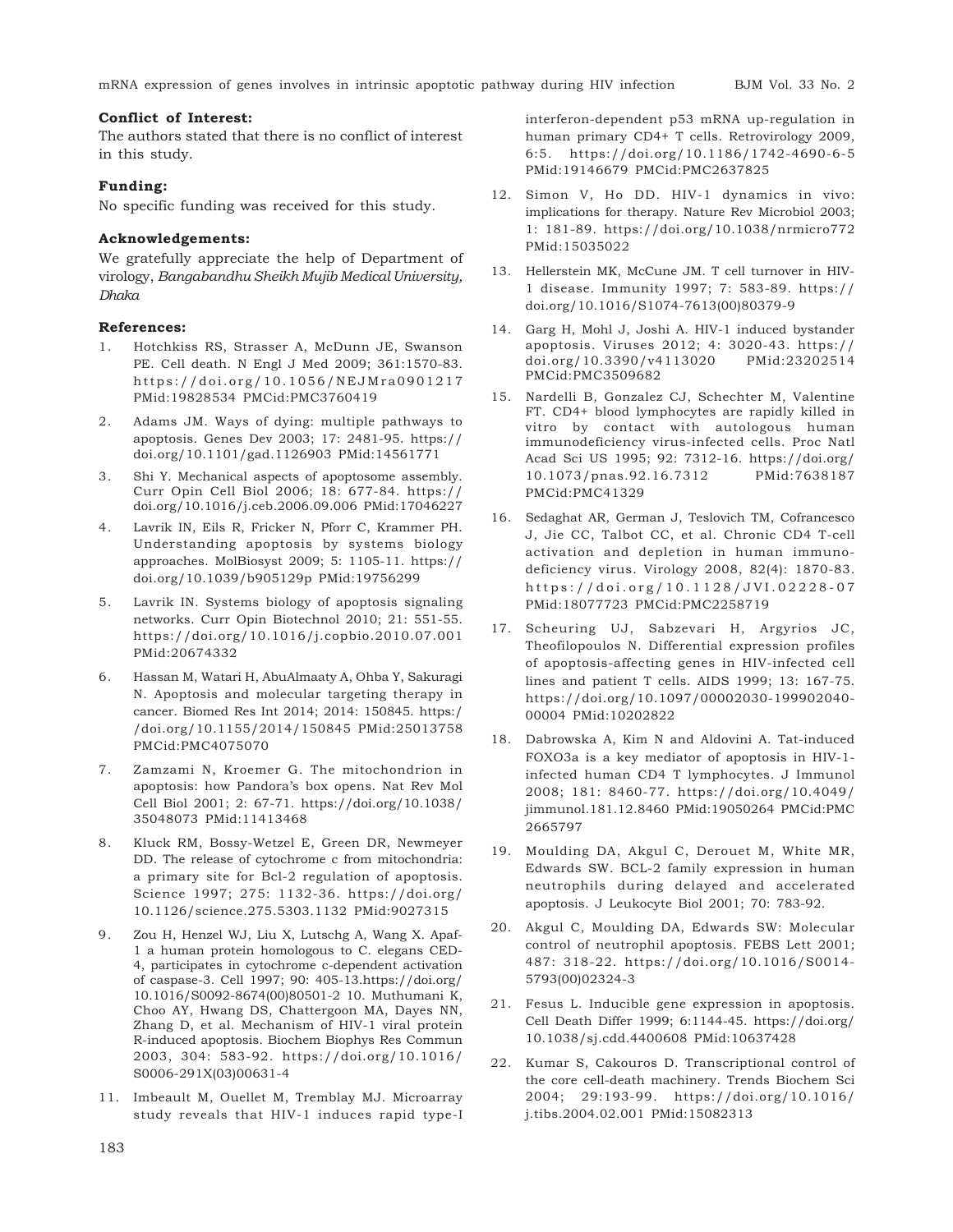**Conflict of Interest:**

The authors stated that there is no conflict of interest in this study.

**Funding:**

No specific funding was received for this study.

**Acknowledgements:**

We gratefully appreciate the help of Department of virology, *Bangabandhu Sheikh Mujib Medical University, Dhaka*

**References:**

1. Hotchkiss RS, Strasser A, McDunn JE, Swanson PE. Cell death. N Engl J Med 2009; 361:1570-83. https://doi.org/10.1056/NEJMra0901217 PMid:19828534 PMCid:PMC3760419
2. Adams JM. Ways of dying: multiple pathways to apoptosis. Genes Dev 2003; 17: 2481-95. https://doi.org/10.1101/gad.1126903 PMid:14561771
3. Shi Y. Mechanical aspects of apoptosome assembly. Curr Opin Cell Biol 2006; 18: 677-84. https://doi.org/10.1016/j.ceb.2006.09.006 PMid:17046227
4. Lavrik IN, Eils R, Fricker N, Pforr C, Krammer PH. Understanding apoptosis by systems biology approaches. MolBiosyst 2009; 5: 1105-11. https://doi.org/10.1039/b905129p PMid:19756299
5. Lavrik IN. Systems biology of apoptosis signaling networks. Curr Opin Biotechnol 2010; 21: 551-55. https://doi.org/10.1016/j.copbio.2010.07.001 PMid:20674332
6. Hassan M, Watari H, AbuAlmaaty A, Ohba Y, Sakuragi N. Apoptosis and molecular targeting therapy in cancer. Biomed Res Int 2014; 2014: 150845. https://doi.org/10.1155/2014/150845 PMid:25013758 PMCid:PMC4075070
7. Zamzami N, Kroemer G. The mitochondrion in apoptosis: how Pandora's box opens. Nat Rev Mol Cell Biol 2001; 2: 67-71. https://doi.org/10.1038/35048073 PMid:11413468
8. Kluck RM, Bossy-Wetzel E, Green DR, Newmeyer DD. The release of cytochrome c from mitochondria: a primary site for Bcl-2 regulation of apoptosis. Science 1997; 275: 1132-36. https://doi.org/10.1126/science.275.5303.1132 PMid:9027315
9. Zou H, Henzel WJ, Liu X, Lutschg A, Wang X. Apaf-1 a human protein homologous to C. elegans CED-4, participates in cytochrome c-dependent activation of caspase-3. Cell 1997; 90: 405-13.https://doi.org/10.1016/S0092-8674(00)80501-2 10. Muthumani K, Choo AY, Hwang DS, Chattergoon MA, Dayes NN, Zhang D, et al. Mechanism of HIV-1 viral protein R-induced apoptosis. Biochem Biophys Res Commun 2003, 304: 583-92. https://doi.org/10.1016/S0006-291X(03)00631-4
11. Imbeault M, Ouellet M, Tremblay MJ. Microarray study reveals that HIV-1 induces rapid type-I interferon-dependent p53 mRNA up-regulation in human primary CD4+ T cells. Retrovirology 2009, 6:5. https://doi.org/10.1186/1742-4690-6-5 PMid:19146679 PMCid:PMC2637825
12. Simon V, Ho DD. HIV-1 dynamics in vivo: implications for therapy. Nature Rev Microbiol 2003; 1: 181-89. https://doi.org/10.1038/nrmicro772 PMid:15035022
13. Hellerstein MK, McCune JM. T cell turnover in HIV-1 disease. Immunity 1997; 7: 583-89. https://doi.org/10.1016/S1074-7613(00)80379-9
14. Garg H, Mohl J, Joshi A. HIV-1 induced bystander apoptosis. Viruses 2012; 4: 3020-43. https://doi.org/10.3390/v4113020 PMid:23202514 PMCid:PMC3509682
15. Nardelli B, Gonzalez CJ, Schechter M, Valentine FT. CD4+ blood lymphocytes are rapidly killed in vitro by contact with autologous human immunodeficiency virus-infected cells. Proc Natl Acad Sci US 1995; 92: 7312-16. https://doi.org/10.1073/pnas.92.16.7312 PMid:7638187 PMCid:PMC41329
16. Sedaghat AR, German J, Teslovich TM, Cofrancesco J, Jie CC, Talbot CC, et al. Chronic CD4 T-cell activation and depletion in human immuno-deficiency virus. Virology 2008, 82(4): 1870-83. https://doi.org/10.1128/JVI.02228-07 PMid:18077723 PMCid:PMC2258719
17. Scheuring UJ, Sabzevari H, Argyrios JC, Theofilopoulos N. Differential expression profiles of apoptosis-affecting genes in HIV-infected cell lines and patient T cells. AIDS 1999; 13: 167-75. https://doi.org/10.1097/00002030-199902040-00004 PMid:10202822
18. Dabrowska A, Kim N and Aldovini A. Tat-induced FOXO3a is a key mediator of apoptosis in HIV-1-infected human CD4 T lymphocytes. J Immunol 2008; 181: 8460-77. https://doi.org/10.4049/jimmunol.181.12.8460 PMid:19050264 PMCid:PMC2665797
19. Moulding DA, Akgul C, Derouet M, White MR, Edwards SW. BCL-2 family expression in human neutrophils during delayed and accelerated apoptosis. J Leukocyte Biol 2001; 70: 783-92.
20. Akgul C, Moulding DA, Edwards SW: Molecular control of neutrophil apoptosis. FEBS Lett 2001; 487: 318-22. https://doi.org/10.1016/S0014-5793(00)02324-3
21. Fesus L. Inducible gene expression in apoptosis. Cell Death Differ 1999; 6:1144-45. https://doi.org/10.1038/sj.cdd.4400608 PMid:10637428
22. Kumar S, Cakouros D. Transcriptional control of the core cell-death machinery. Trends Biochem Sci 2004; 29:193-99. https://doi.org/10.1016/j.tibs.2004.02.001 PMid:15082313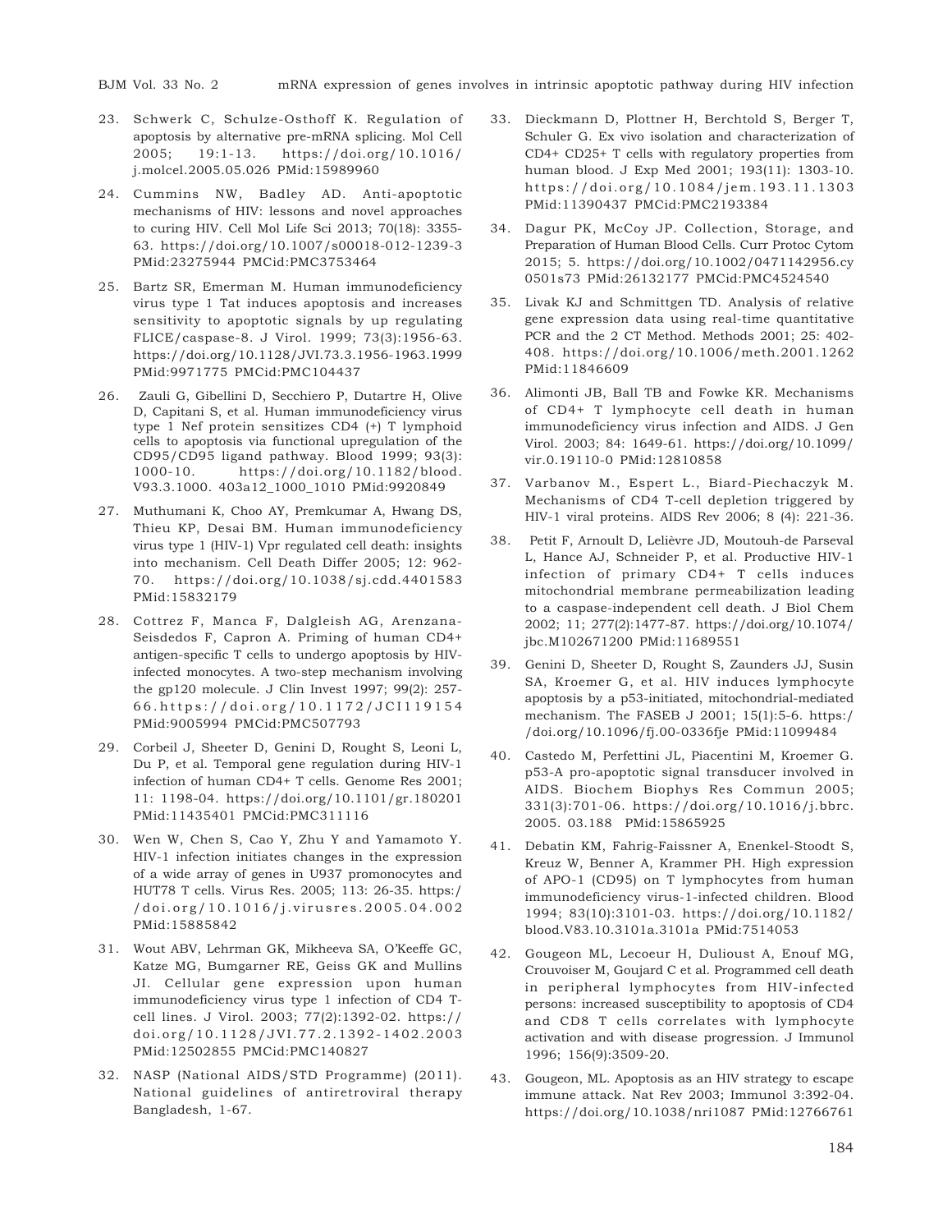23. Schwerk C, Schulze-Osthoff K. Regulation of apoptosis by alternative pre-mRNA splicing. Mol Cell 2005; 19:1-13. https://doi.org/10.1016/j.molcel.2005.05.026 PMid:15989960

24. Cummins NW, Badley AD. Anti-apoptotic mechanisms of HIV: lessons and novel approaches to curing HIV. Cell Mol Life Sci 2013; 70(18): 3355-63. https://doi.org/10.1007/s00018-012-1239-3 PMid:23275944 PMCid:PMC3753464

25. Bartz SR, Emerman M. Human immunodeficiency virus type 1 Tat induces apoptosis and increases sensitivity to apoptotic signals by up regulating FLICE/caspase-8. J Virol. 1999; 73(3):1956-63. https://doi.org/10.1128/JVI.73.3.1956-1963.1999 PMid:9971775 PMCid:PMC104437

26. Zauli G, Gibellini D, Secchiero P, Dutartre H, Olive D, Capitani S, et al. Human immunodeficiency virus type 1 Nef protein sensitizes CD4 (+) T lymphoid cells to apoptosis via functional upregulation of the CD95/CD95 ligand pathway. Blood 1999; 93(3): 1000-10. https://doi.org/10.1182/blood.V93.3.1000.403a12_1000_1010 PMid:9920849

27. Muthumani K, Choo AY, Premkumar A, Hwang DS, Thieu KP, Desai BM. Human immunodeficiency virus type 1 (HIV-1) Vpr regulated cell death: insights into mechanism. Cell Death Differ 2005; 12: 962-70. https://doi.org/10.1038/sj.cdd.4401583 PMid:15832179

28. Cottrez F, Manca F, Dalgleish AG, Arenzana-Seisdedos F, Capron A. Priming of human CD4+ antigen-specific T cells to undergo apoptosis by HIV-infected monocytes. A two-step mechanism involving the gp120 molecule. J Clin Invest 1997; 99(2): 257-66. https://doi.org/10.1172/JCI119154 PMid:9005994 PMCid:PMC507793

29. Corbeil J, Sheeter D, Genini D, Rought S, Leoni L, Du P, et al. Temporal gene regulation during HIV-1 infection of human CD4+ T cells. Genome Res 2001; 11: 1198-04. https://doi.org/10.1101/gr.180201 PMid:11435401 PMCid:PMC311116

30. Wen W, Chen S, Cao Y, Zhu Y and Yamamoto Y. HIV-1 infection initiates changes in the expression of a wide array of genes in U937 promonocytes and HUT78 T cells. Virus Res. 2005; 113: 26-35. https://doi.org/10.1016/j.virusres.2005.04.002 PMid:15885842

31. Wout ABV, Lehrman GK, Mikheeva SA, O'Keeffe GC, Katze MG, Bumgarner RE, Geiss GK and Mullins JI. Cellular gene expression upon human immunodeficiency virus type 1 infection of CD4 T-cell lines. J Virol. 2003; 77(2):1392-02. https://doi.org/10.1128/JVI.77.2.1392-1402.2003 PMid:12502855 PMCid:PMC140827

32. NASP (National AIDS/STD Programme) (2011). National guidelines of antiretroviral therapy Bangladesh, 1-67.

33. Dieckmann D, Plottner H, Berchtold S, Berger T, Schuler G. Ex vivo isolation and characterization of CD4+ CD25+ T cells with regulatory properties from human blood. J Exp Med 2001; 193(11): 1303-10. https://doi.org/10.1084/jem.193.11.1303 PMid:11390437 PMCid:PMC2193384

34. Dagur PK, McCoy JP. Collection, Storage, and Preparation of Human Blood Cells. Curr Protoc Cytom 2015; 5. https://doi.org/10.1002/0471142956.cy0501s73 PMid:26132177 PMCid:PMC4524540

35. Livak KJ and Schmittgen TD. Analysis of relative gene expression data using real-time quantitative PCR and the 2 CT Method. Methods 2001; 25: 402-408. https://doi.org/10.1006/meth.2001.1262 PMid:11846609

36. Alimonti JB, Ball TB and Fowke KR. Mechanisms of CD4+ T lymphocyte cell death in human immunodeficiency virus infection and AIDS. J Gen Virol. 2003; 84: 1649-61. https://doi.org/10.1099/vir.0.19110-0 PMid:12810858

37. Varbanov M., Espert L., Biard-Piechaczyk M. Mechanisms of CD4 T-cell depletion triggered by HIV-1 viral proteins. AIDS Rev 2006; 8 (4): 221-36.

38. Petit F, Arnoult D, Lelièvre JD, Moutouh-de Parseval L, Hance AJ, Schneider P, et al. Productive HIV-1 infection of primary CD4+ T cells induces mitochondrial membrane permeabilization leading to a caspase-independent cell death. J Biol Chem 2002; 11; 277(2):1477-87. https://doi.org/10.1074/jbc.M102671200 PMid:11689551

39. Genini D, Sheeter D, Rought S, Zaunders JJ, Susin SA, Kroemer G, et al. HIV induces lymphocyte apoptosis by a p53-initiated, mitochondrial-mediated mechanism. The FASEB J 2001; 15(1):5-6. https://doi.org/10.1096/fj.00-0336fje PMid:11099484

40. Castedo M, Perfettini JL, Piacentini M, Kroemer G. p53-A pro-apoptotic signal transducer involved in AIDS. Biochem Biophys Res Commun 2005; 331(3):701-06. https://doi.org/10.1016/j.bbrc.2005.03.188 PMid:15865925

41. Debatin KM, Fahrig-Faissner A, Enenkel-Stoodt S, Kreuz W, Benner A, Krammer PH. High expression of APO-1 (CD95) on T lymphocytes from human immunodeficiency virus-1-infected children. Blood 1994; 83(10):3101-03. https://doi.org/10.1182/blood.V83.10.3101a.3101a PMid:7514053

42. Gougeon ML, Lecoeur H, Dulioust A, Enouf MG, Crouvoiser M, Goujard C et al. Programmed cell death in peripheral lymphocytes from HIV-infected persons: increased susceptibility to apoptosis of CD4 and CD8 T cells correlates with lymphocyte activation and with disease progression. J Immunol 1996; 156(9):3509-20.

43. Gougeon, ML. Apoptosis as an HIV strategy to escape immune attack. Nat Rev 2003; Immunol 3:392-04. https://doi.org/10.1038/nri1087 PMid:12766761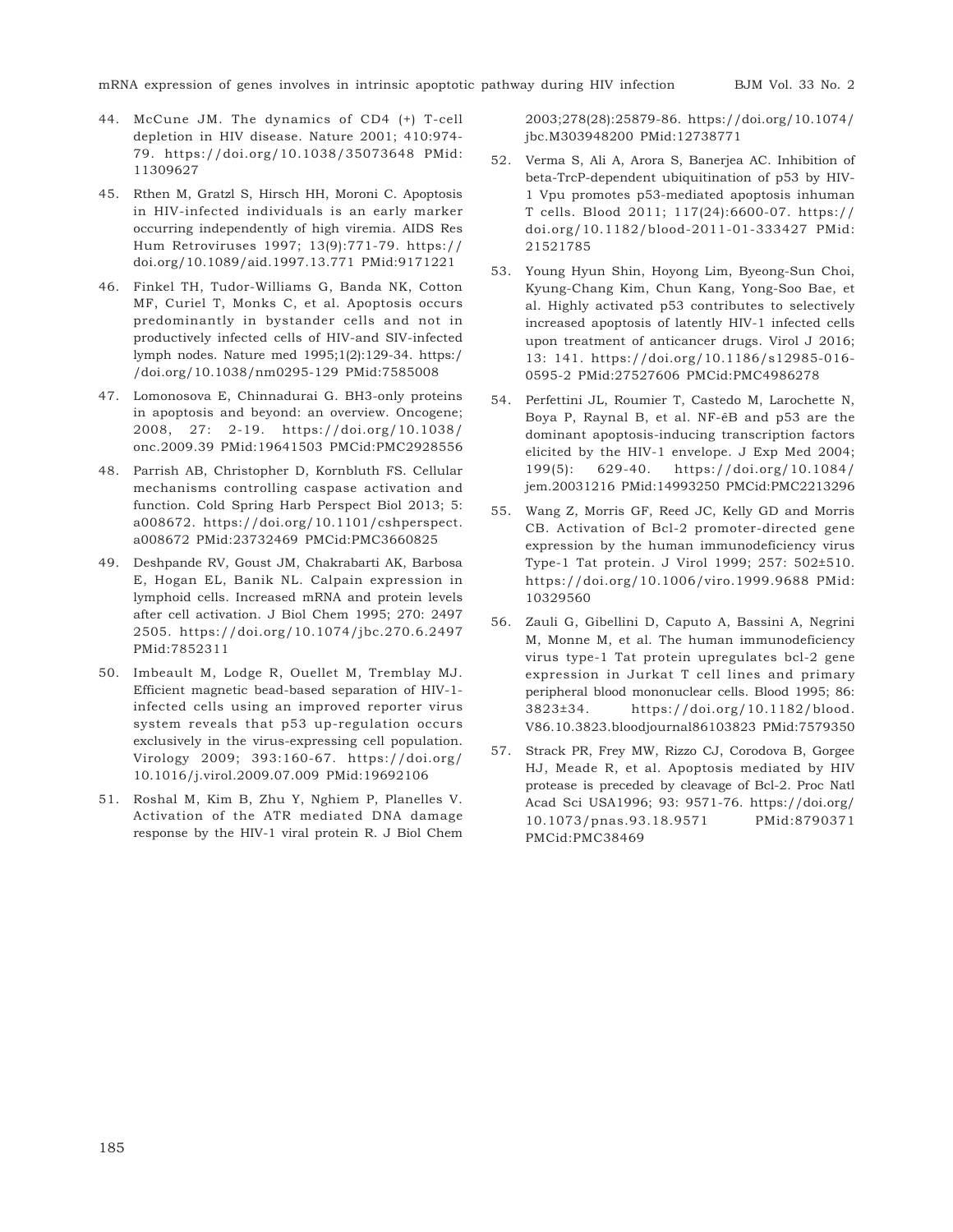44. McCune JM. The dynamics of CD4 (+) T-cell depletion in HIV disease. Nature 2001; 410:974-79. https://doi.org/10.1038/35073648 PMid: 11309627

45. Rthen M, Gratzl S, Hirsch HH, Moroni C. Apoptosis in HIV-infected individuals is an early marker occurring independently of high viremia. AIDS Res Hum Retroviruses 1997; 13(9):771-79. https://doi.org/10.1089/aid.1997.13.771 PMid:9171221

46. Finkel TH, Tudor-Williams G, Banda NK, Cotton MF, Curiel T, Monks C, et al. Apoptosis occurs predominantly in bystander cells and not in productively infected cells of HIV-and SIV-infected lymph nodes. Nature med 1995;1(2):129-34. https://doi.org/10.1038/nm0295-129 PMid:7585008

47. Lomonosova E, Chinnadurai G. BH3-only proteins in apoptosis and beyond: an overview. Oncogene; 2008, 27: 2-19. https://doi.org/10.1038/onc.2009.39 PMid:19641503 PMCid:PMC2928556

48. Parrish AB, Christopher D, Kornbluth FS. Cellular mechanisms controlling caspase activation and function. Cold Spring Harb Perspect Biol 2013; 5: a008672. https://doi.org/10.1101/cshperspect.a008672 PMid:23732469 PMCid:PMC3660825

49. Deshpande RV, Goust JM, Chakrabarti AK, Barbosa E, Hogan EL, Banik NL. Calpain expression in lymphoid cells. Increased mRNA and protein levels after cell activation. J Biol Chem 1995; 270: 2497 2505. https://doi.org/10.1074/jbc.270.6.2497 PMid:7852311

50. Imbeault M, Lodge R, Ouellet M, Tremblay MJ. Efficient magnetic bead-based separation of HIV-1-infected cells using an improved reporter virus system reveals that p53 up-regulation occurs exclusively in the virus-expressing cell population. Virology 2009; 393:160-67. https://doi.org/10.1016/j.virol.2009.07.009 PMid:19692106

51. Roshal M, Kim B, Zhu Y, Nghiem P, Planelles V. Activation of the ATR mediated DNA damage response by the HIV-1 viral protein R. J Biol Chem 2003;278(28):25879-86. https://doi.org/10.1074/jbc.M303948200 PMid:12738771

52. Verma S, Ali A, Arora S, Banerjea AC. Inhibition of beta-TrcP-dependent ubiquitination of p53 by HIV-1 Vpu promotes p53-mediated apoptosis inhuman T cells. Blood 2011; 117(24):6600-07. https://doi.org/10.1182/blood-2011-01-333427 PMid:21521785

53. Young Hyun Shin, Hoyong Lim, Byeong-Sun Choi, Kyung-Chang Kim, Chun Kang, Yong-Soo Bae, et al. Highly activated p53 contributes to selectively increased apoptosis of latently HIV-1 infected cells upon treatment of anticancer drugs. Virol J 2016; 13: 141. https://doi.org/10.1186/s12985-016-0595-2 PMid:27527606 PMCid:PMC4986278

54. Perfettini JL, Roumier T, Castedo M, Larochette N, Boya P, Raynal B, et al. NF-êB and p53 are the dominant apoptosis-inducing transcription factors elicited by the HIV-1 envelope. J Exp Med 2004; 199(5): 629-40. https://doi.org/10.1084/jem.20031216 PMid:14993250 PMCid:PMC2213296

55. Wang Z, Morris GF, Reed JC, Kelly GD and Morris CB. Activation of Bcl-2 promoter-directed gene expression by the human immunodeficiency virus Type-1 Tat protein. J Virol 1999; 257: 502±510. https://doi.org/10.1006/viro.1999.9688 PMid:10329560

56. Zauli G, Gibellini D, Caputo A, Bassini A, Negrini M, Monne M, et al. The human immunodeficiency virus type-1 Tat protein upregulates bcl-2 gene expression in Jurkat T cell lines and primary peripheral blood mononuclear cells. Blood 1995; 86: 3823±34. https://doi.org/10.1182/blood.V86.10.3823.bloodjournal86103823 PMid:7579350

57. Strack PR, Frey MW, Rizzo CJ, Corodova B, Gorgee HJ, Meade R, et al. Apoptosis mediated by HIV protease is preceded by cleavage of Bcl-2. Proc Natl Acad Sci USA1996; 93: 9571-76. https://doi.org/10.1073/pnas.93.18.9571 PMid:8790371 PMCid:PMC38469